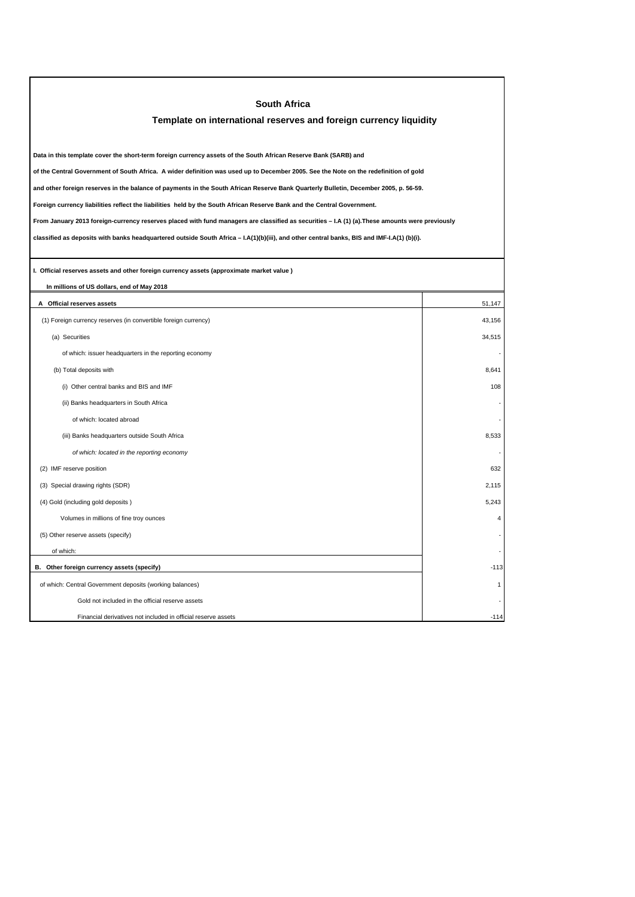# South Africa

## Template on international reserves and foreign currency liquidity

**Data in this template cover the short-term foreign currency assets of the South African Reserve Bank (SARB) and**

**of the Central Government of South Africa. A wider definition was used up to December 2005. See the Note on the redefinition of gold**

**and other foreign reserves in the balance of payments in the South African Reserve Bank Quarterly Bulletin, December 2005, p. 56-59.**

**Foreign currency liabilities reflect the liabilities held by the South African Reserve Bank and the Central Government.**

**From January 2013 foreign-currency reserves placed with fund managers are classified as securities – I.A (1) (a).These amounts were previously**

**classified as deposits with banks headquartered outside South Africa – I.A(1)(b)(iii), and other central banks, BIS and IMF-I.A(1) (b)(i).**

**I. Official reserves assets and other foreign currency assets (approximate market value )**

**In millions of US dollars, end of May 2018**

| | |
|---|---|
| **A Official reserves assets** | 51,147 |
| (1) Foreign currency reserves (in convertible foreign currency) | 43,156 |
| (a) Securities | 34,515 |
| of which: issuer headquarters in the reporting economy | - |
| (b) Total deposits with | 8,641 |
| (i) Other central banks and BIS and IMF | 108 |
| (ii) Banks headquarters in South Africa | - |
| of which: located abroad | - |
| (iii) Banks headquarters outside South Africa | 8,533 |
| *of which: located in the reporting economy* | - |
| (2) IMF reserve position | 632 |
| (3) Special drawing rights (SDR) | 2,115 |
| (4) Gold (including gold deposits ) | 5,243 |
| Volumes in millions of fine troy ounces | 4 |
| (5) Other reserve assets (specify) | - |
| of which: | - |
| **B. Other foreign currency assets (specify)** | -113 |
| of which: Central Government deposits (working balances) | 1 |
| Gold not included in the official reserve assets | - |
| Financial derivatives not included in official reserve assets | -114 |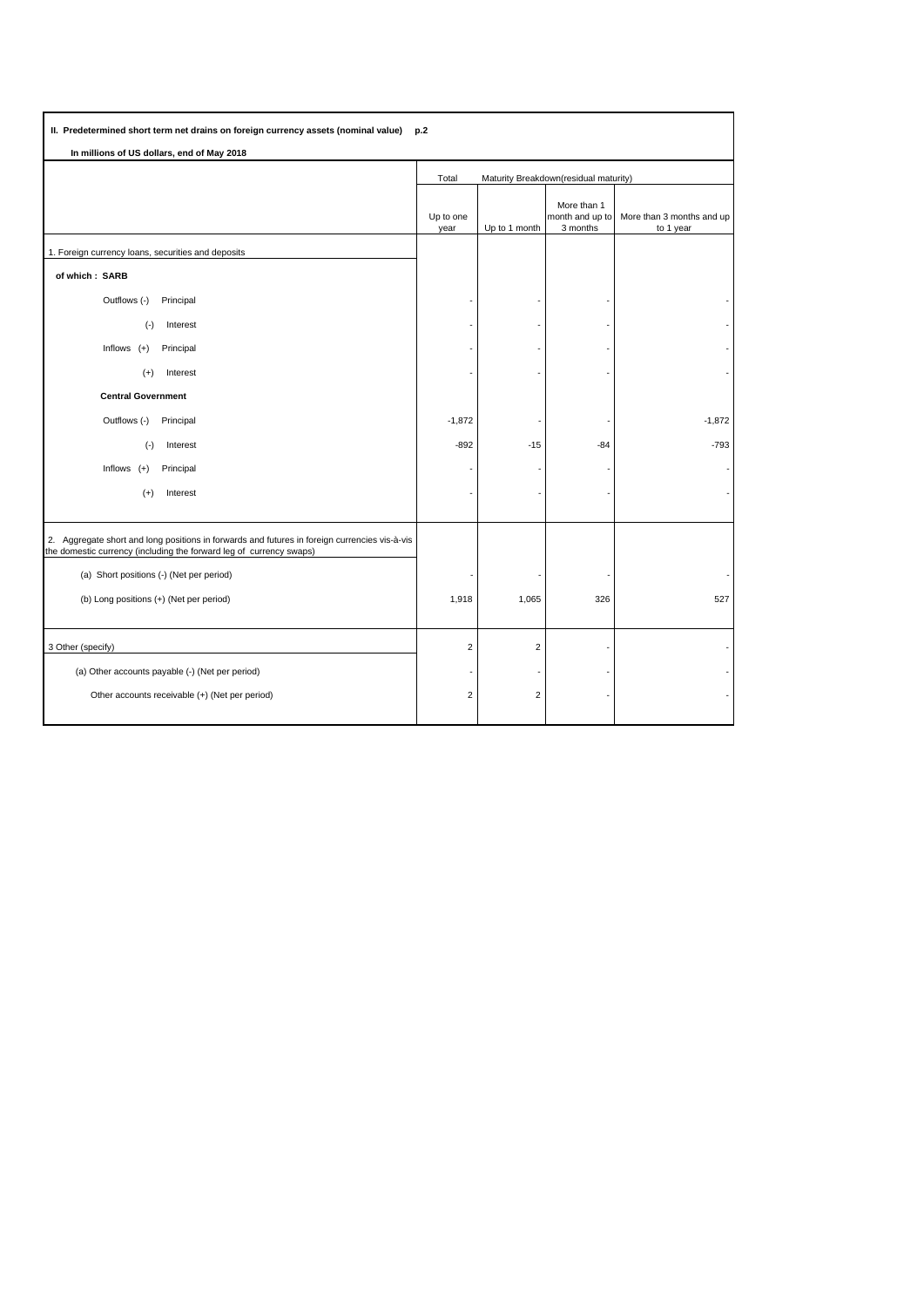**II. Predetermined short term net drains on foreign currency assets (nominal value) p.2**

**In millions of US dollars, end of May 2018**

| | Total | Maturity Breakdown(residual maturity) | | |
|---|---|---|---|---|
| | Up to one year | Up to 1 month | More than 1 month and up to 3 months | More than 3 months and up to 1 year |
| 1. Foreign currency loans, securities and deposits | | | | |
| **of which : SARB** | | | | |
| Outflows (-) Principal | - | - | - | - |
| (-) Interest | - | - | - | - |
| Inflows (+) Principal | - | - | - | - |
| (+) Interest | - | - | - | - |
| **Central Government** | | | | |
| Outflows (-) Principal | -1,872 | - | - | -1,872 |
| (-) Interest | -892 | -15 | -84 | -793 |
| Inflows (+) Principal | - | - | - | - |
| (+) Interest | - | - | - | - |
| 2. Aggregate short and long positions in forwards and futures in foreign currencies vis-à-vis the domestic currency (including the forward leg of currency swaps) | | | | |
| (a) Short positions (-) (Net per period) | - | - | - | - |
| (b) Long positions (+) (Net per period) | 1,918 | 1,065 | 326 | 527 |
| 3 Other (specify) | 2 | 2 | - | - |
| (a) Other accounts payable (-) (Net per period) | - | - | - | - |
| Other accounts receivable (+) (Net per period) | 2 | 2 | - | - |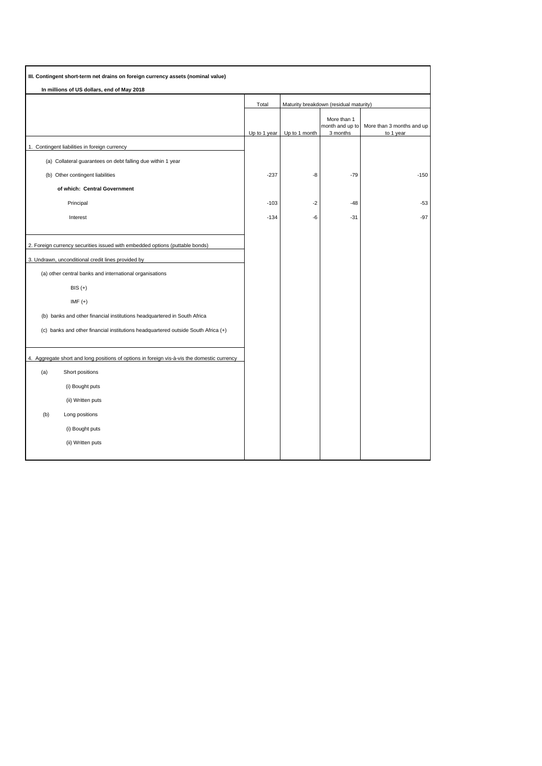**III. Contingent short-term net drains on foreign currency assets (nominal value)**

**In millions of US dollars, end of May 2018**

| | Total | Maturity breakdown (residual maturity) | | |
|---|---|---|---|---|
| | Up to 1 year | Up to 1 month | More than 1 month and up to 3 months | More than 3 months and up to 1 year |
| 1. Contingent liabilities in foreign currency | | | | |
| (a) Collateral guarantees on debt falling due within 1 year | | | | |
| (b) Other contingent liabilities | -237 | -8 | -79 | -150 |
| **of which: Central Government** | | | | |
| Principal | -103 | -2 | -48 | -53 |
| Interest | -134 | -6 | -31 | -97 |
| 2. Foreign currency securities issued with embedded options (puttable bonds) | | | | |
| 3. Undrawn, unconditional credit lines provided by | | | | |
| (a) other central banks and international organisations | | | | |
| BIS (+) | | | | |
| IMF (+) | | | | |
| (b) banks and other financial institutions headquartered in South Africa | | | | |
| (c) banks and other financial institutions headquartered outside South Africa (+) | | | | |
| 4. Aggregate short and long positions of options in foreign vis-à-vis the domestic currency | | | | |
| (a) Short positions | | | | |
| (i) Bought puts | | | | |
| (ii) Written puts | | | | |
| (b) Long positions | | | | |
| (i) Bought puts | | | | |
| (ii) Written puts | | | | |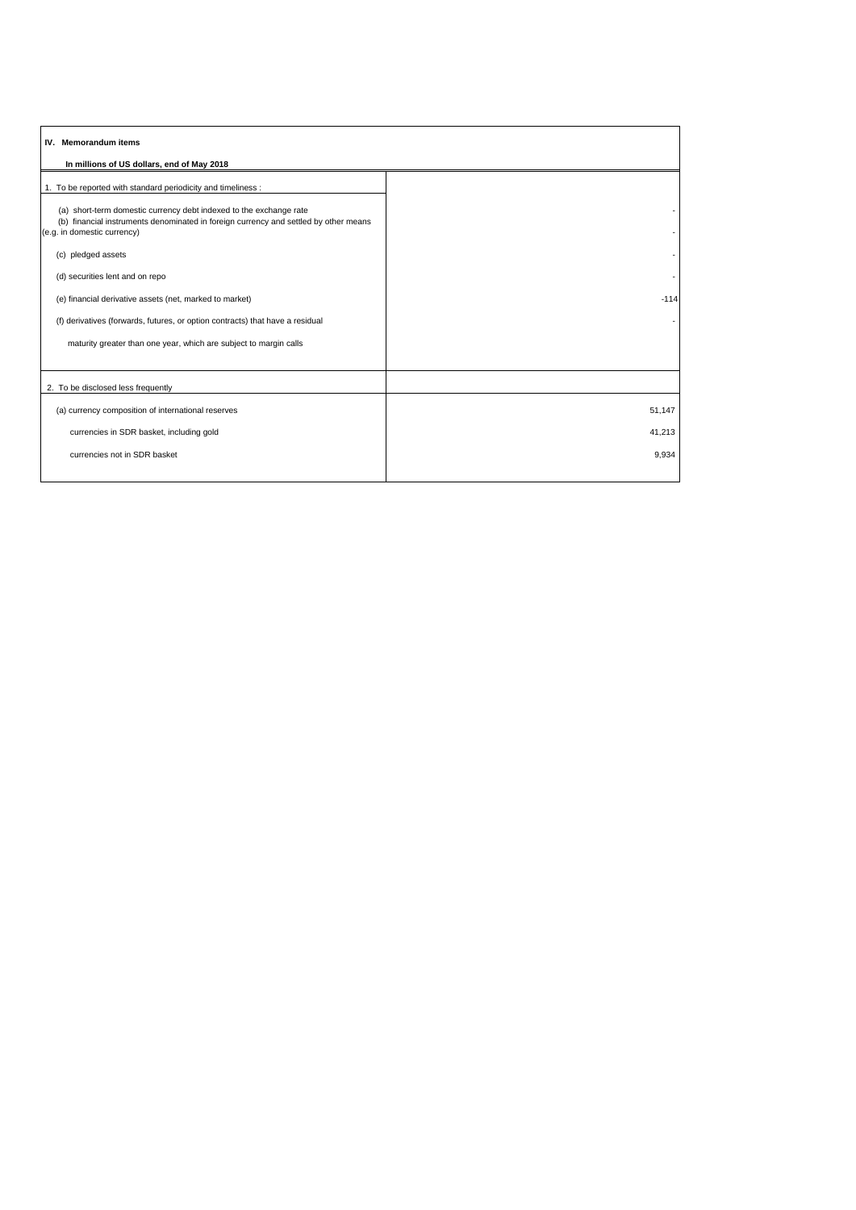| IV. Memorandum items | |
| --- | --- |
| **In millions of US dollars, end of May 2018** | |
| 1. To be reported with standard periodicity and timeliness : | |
| (a) short-term domestic currency debt indexed to the exchange rate | - |
| (b) financial instruments denominated in foreign currency and settled by other means (e.g. in domestic currency) | - |
| (c) pledged assets | - |
| (d) securities lent and on repo | - |
| (e) financial derivative assets (net, marked to market) | -114 |
| (f) derivatives (forwards, futures, or option contracts) that have a residual | - |
| maturity greater than one year, which are subject to margin calls | |
| 2. To be disclosed less frequently | |
| (a) currency composition of international reserves | 51,147 |
| currencies in SDR basket, including gold | 41,213 |
| currencies not in SDR basket | 9,934 |